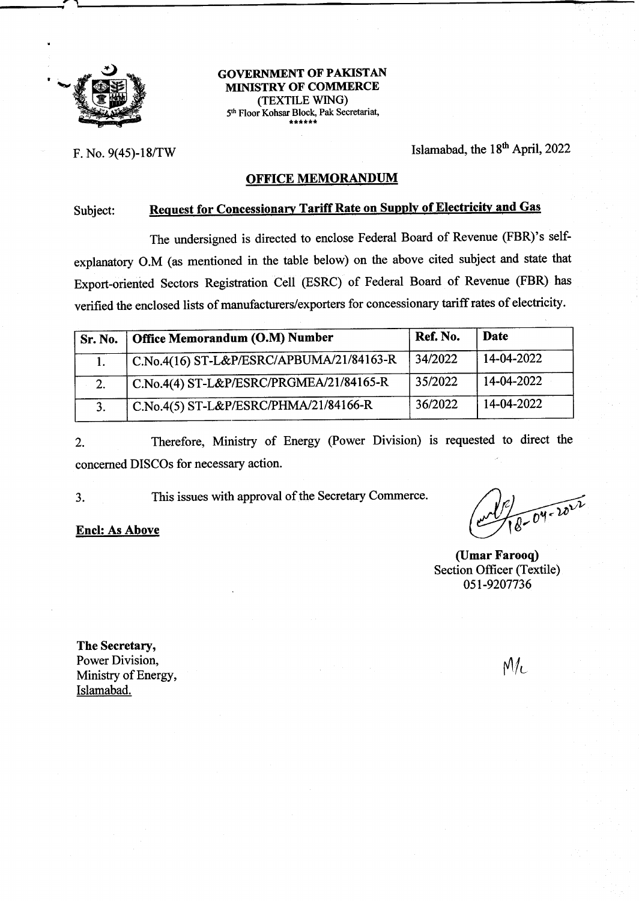**GOVERNMENT OF PAKISTAN**
**MINISTRY OF COMMERCE**
(TEXTILE WING)
5th Floor Kohsar Block, Pak Secretariat,
******

F. No. 9(45)-18/TW

Islamabad, the 18th April, 2022

## OFFICE MEMORANDUM

Subject: **Request for Concessionary Tariff Rate on Supply of Electricity and Gas**

The undersigned is directed to enclose Federal Board of Revenue (FBR)'s self-explanatory O.M (as mentioned in the table below) on the above cited subject and state that Export-oriented Sectors Registration Cell (ESRC) of Federal Board of Revenue (FBR) has verified the enclosed lists of manufacturers/exporters for concessionary tariff rates of electricity.

| Sr. No. | Office Memorandum (O.M) Number | Ref. No. | Date |
|---|---|---|---|
| 1. | C.No.4(16) ST-L&P/ESRC/APBUMA/21/84163-R | 34/2022 | 14-04-2022 |
| 2. | C.No.4(4) ST-L&P/ESRC/PRGMEA/21/84165-R | 35/2022 | 14-04-2022 |
| 3. | C.No.4(5) ST-L&P/ESRC/PHMA/21/84166-R | 36/2022 | 14-04-2022 |

2. Therefore, Ministry of Energy (Power Division) is requested to direct the concerned DISCOs for necessary action.

3. This issues with approval of the Secretary Commerce.

**Encl: As Above**

18-04-2022

**(Umar Farooq)**
Section Officer (Textile)
051-9207736

**The Secretary,**
Power Division,
Ministry of Energy,
Islamabad.

M/c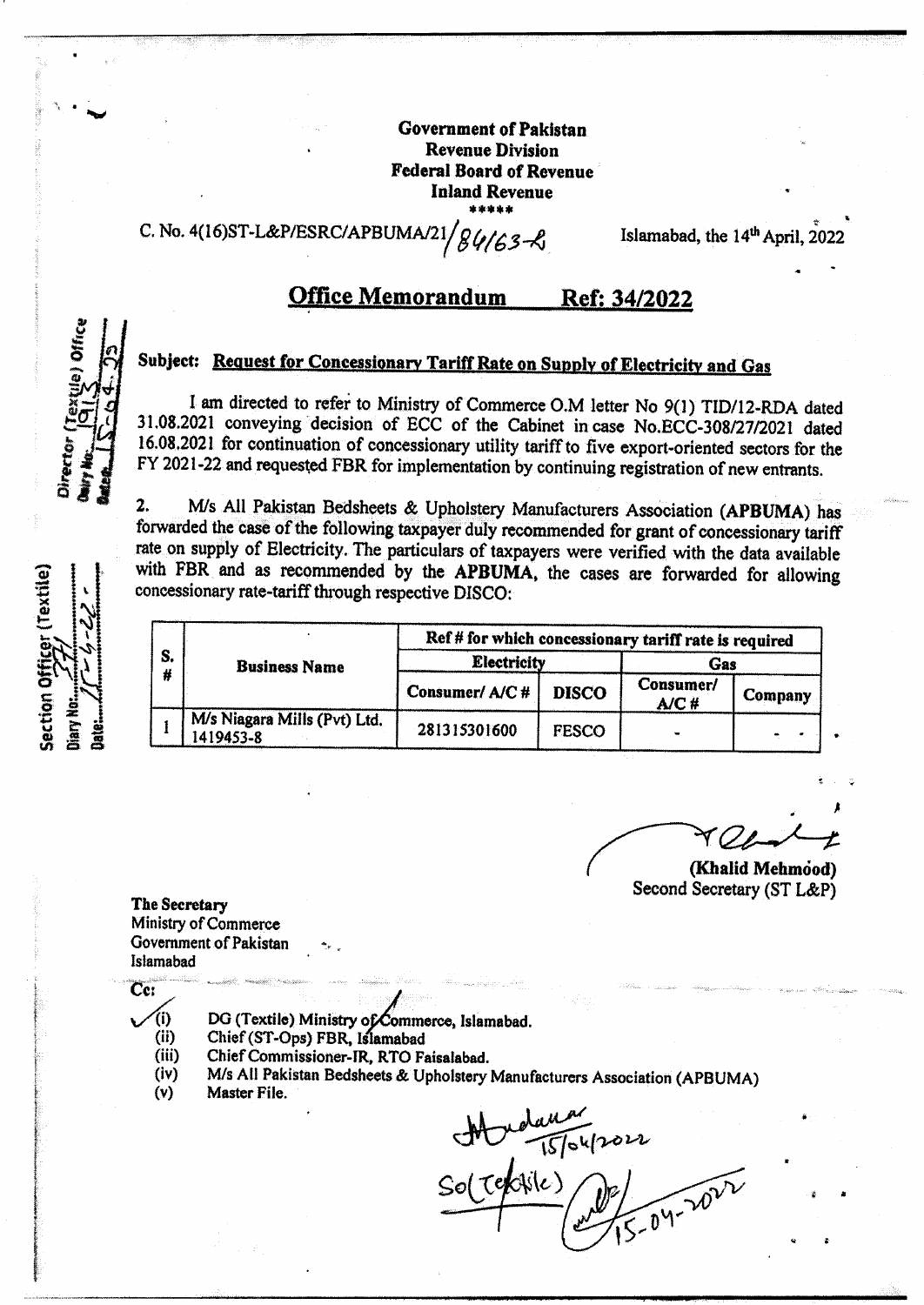**Government of Pakistan**
**Revenue Division**
**Federal Board of Revenue**
**Inland Revenue**
\*\*\*\*\*

C. No. 4(16)ST-L&P/ESRC/APBUMA/21/84163-R                Islamabad, the 14th April, 2022

## Office Memorandum    Ref: 34/2022

**Subject: Request for Concessionary Tariff Rate on Supply of Electricity and Gas**

I am directed to refer to Ministry of Commerce O.M letter No 9(1) TID/12-RDA dated 31.08.2021 conveying decision of ECC of the Cabinet in case No.ECC-308/27/2021 dated 16.08.2021 for continuation of concessionary utility tariff to five export-oriented sectors for the FY 2021-22 and requested FBR for implementation by continuing registration of new entrants.

2. M/s All Pakistan Bedsheets & Upholstery Manufacturers Association (**APBUMA**) has forwarded the case of the following taxpayer duly recommended for grant of concessionary tariff rate on supply of Electricity. The particulars of taxpayers were verified with the data available with FBR and as recommended by the **APBUMA**, the cases are forwarded for allowing concessionary rate-tariff through respective DISCO:

| S. # | Business Name | Ref # for which concessionary tariff rate is required | | | |
|---|---|---|---|---|---|
| | | Electricity | | Gas | |
| | | Consumer/ A/C # | DISCO | Consumer/ A/C # | Company |
| 1 | M/s Niagara Mills (Pvt) Ltd. 1419453-8 | 281315301600 | FESCO | - | - - |

**(Khalid Mehmood)**
Second Secretary (ST L&P)

**The Secretary**
Ministry of Commerce
Government of Pakistan
Islamabad

**Cc:**

(i) DG (Textile) Ministry of Commerce, Islamabad.
(ii) Chief (ST-Ops) FBR, Islamabad
(iii) Chief Commissioner-IR, RTO Faisalabad.
(iv) M/s All Pakistan Bedsheets & Upholstery Manufacturers Association (APBUMA)
(v) Master File.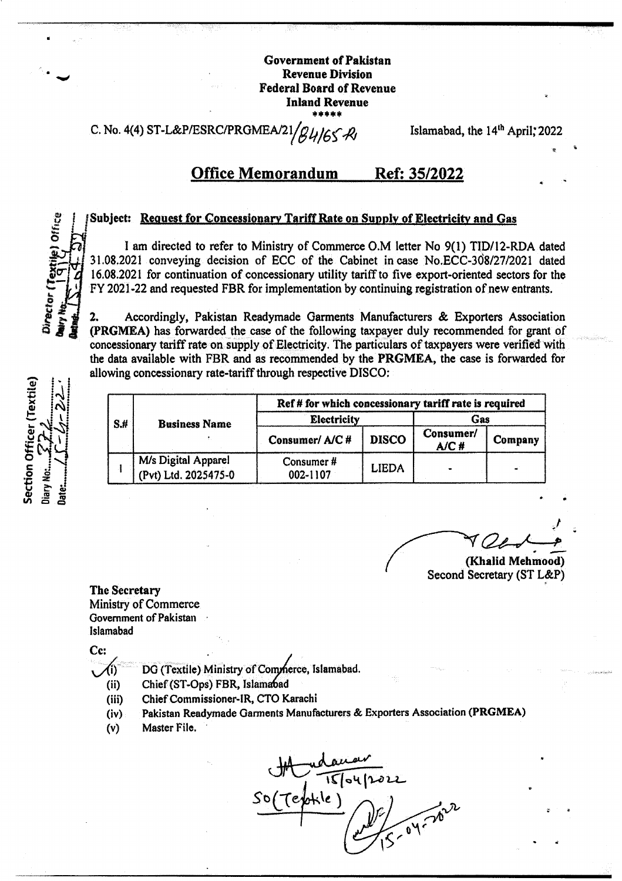**Government of Pakistan**
**Revenue Division**
**Federal Board of Revenue**
**Inland Revenue**
\*\*\*\*\*

C. No. 4(4) ST-L&P/ESRC/PRGMEA/21/84165-R

Islamabad, the 14th April, 2022

## Office Memorandum Ref: 35/2022

**Subject: Request for Concessionary Tariff Rate on Supply of Electricity and Gas**

I am directed to refer to Ministry of Commerce O.M letter No 9(1) TID/12-RDA dated 31.08.2021 conveying decision of ECC of the Cabinet in case No.ECC-308/27/2021 dated 16.08.2021 for continuation of concessionary utility tariff to five export-oriented sectors for the FY 2021-22 and requested FBR for implementation by continuing registration of new entrants.

2. Accordingly, Pakistan Readymade Garments Manufacturers & Exporters Association **(PRGMEA)** has forwarded the case of the following taxpayer duly recommended for grant of concessionary tariff rate on supply of Electricity. The particulars of taxpayers were verified with the data available with FBR and as recommended by the **PRGMEA**, the case is forwarded for allowing concessionary rate-tariff through respective DISCO:

| S.# | Business Name | Ref # for which concessionary tariff rate is required | | | |
|---|---|---|---|---|---|
| | | Electricity | | Gas | |
| | | Consumer/ A/C # | DISCO | Consumer/ A/C # | Company |
| 1 | M/s Digital Apparel (Pvt) Ltd. 2025475-0 | Consumer # 002-1107 | LIEDA | - | - |

(Khalid Mehmood)
Second Secretary (ST L&P)

**The Secretary**
Ministry of Commerce
Government of Pakistan
Islamabad

Cc:

(i) DG (Textile) Ministry of Commerce, Islamabad.
(ii) Chief (ST-Ops) FBR, Islamabad
(iii) Chief Commissioner-IR, CTO Karachi
(iv) Pakistan Readymade Garments Manufacturers & Exporters Association (PRGMEA)
(v) Master File.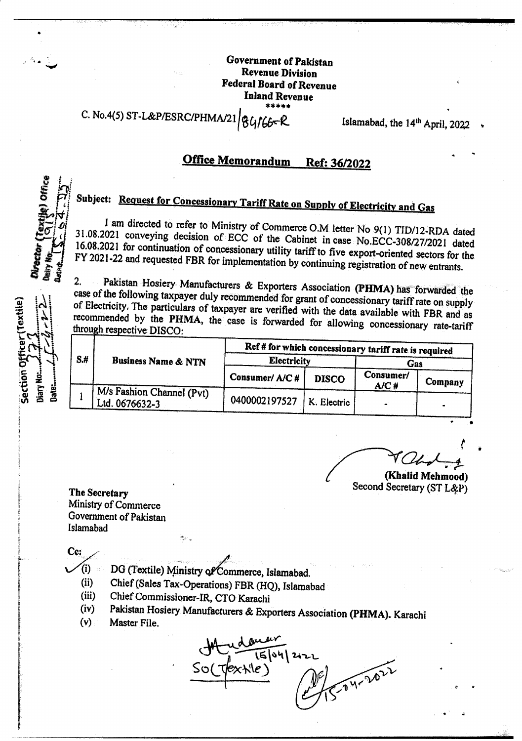**Government of Pakistan**
**Revenue Division**
**Federal Board of Revenue**
**Inland Revenue**
*****

C. No.4(5) ST-L&P/ESRC/PHMA/21/84166-R

Islamabad, the 14th April, 2022

## Office Memorandum Ref: 36/2022

Director (Textile) Office
Diary No. 1915
Dated 15-04-22

Section Officer (Textile)
Diary No. 373
Date 15-4-22

**Subject: Request for Concessionary Tariff Rate on Supply of Electricity and Gas**

I am directed to refer to Ministry of Commerce O.M letter No 9(1) TID/12-RDA dated 31.08.2021 conveying decision of ECC of the Cabinet in case No.ECC-308/27/2021 dated 16.08.2021 for continuation of concessionary utility tariff to five export-oriented sectors for the FY 2021-22 and requested FBR for implementation by continuing registration of new entrants.

2. Pakistan Hosiery Manufacturers & Exporters Association **(PHMA)** has forwarded the case of the following taxpayer duly recommended for grant of concessionary tariff rate on supply of Electricity. The particulars of taxpayer are verified with the data available with FBR and as recommended by the **PHMA**, the case is forwarded for allowing concessionary rate-tariff through respective DISCO:

| S.# | Business Name & NTN | Ref # for which concessionary tariff rate is required | | | |
|---|---|---|---|---|---|
| | | Electricity | | Gas | |
| | | Consumer/ A/C # | DISCO | Consumer/ A/C # | Company |
| 1 | M/s Fashion Channel (Pvt) Ltd. 0676632-3 | 0400002197527 | K. Electric | - | - |

**(Khalid Mehmood)**
Second Secretary (ST L&P)

**The Secretary**
Ministry of Commerce
Government of Pakistan
Islamabad

**Cc:**

(i) DG (Textile) Ministry of Commerce, Islamabad.
(ii) Chief (Sales Tax-Operations) FBR (HQ), Islamabad
(iii) Chief Commissioner-IR, CTO Karachi
(iv) Pakistan Hosiery Manufacturers & Exporters Association **(PHMA)**. Karachi
(v) Master File.

15/04/2022
SO(Textile)

15-04-2022